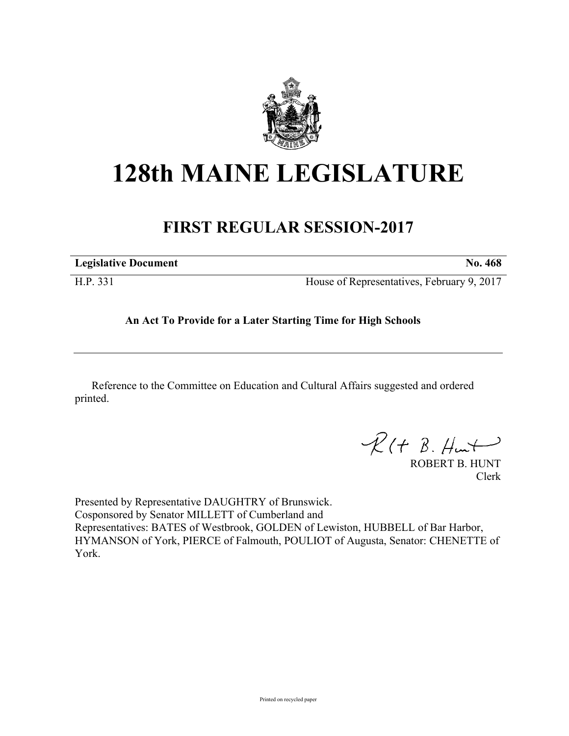# 128th MAINE LEGISLATURE

## FIRST REGULAR SESSION-2017

| **Legislative Document** | **No. 468** |
|---|---|
| H.P. 331 | House of Representatives, February 9, 2017 |

**An Act To Provide for a Later Starting Time for High Schools**

Reference to the Committee on Education and Cultural Affairs suggested and ordered printed.

ROBERT B. HUNT
Clerk

Presented by Representative DAUGHTRY of Brunswick.
Cosponsored by Senator MILLETT of Cumberland and
Representatives: BATES of Westbrook, GOLDEN of Lewiston, HUBBELL of Bar Harbor, HYMANSON of York, PIERCE of Falmouth, POULIOT of Augusta, Senator: CHENETTE of York.

Printed on recycled paper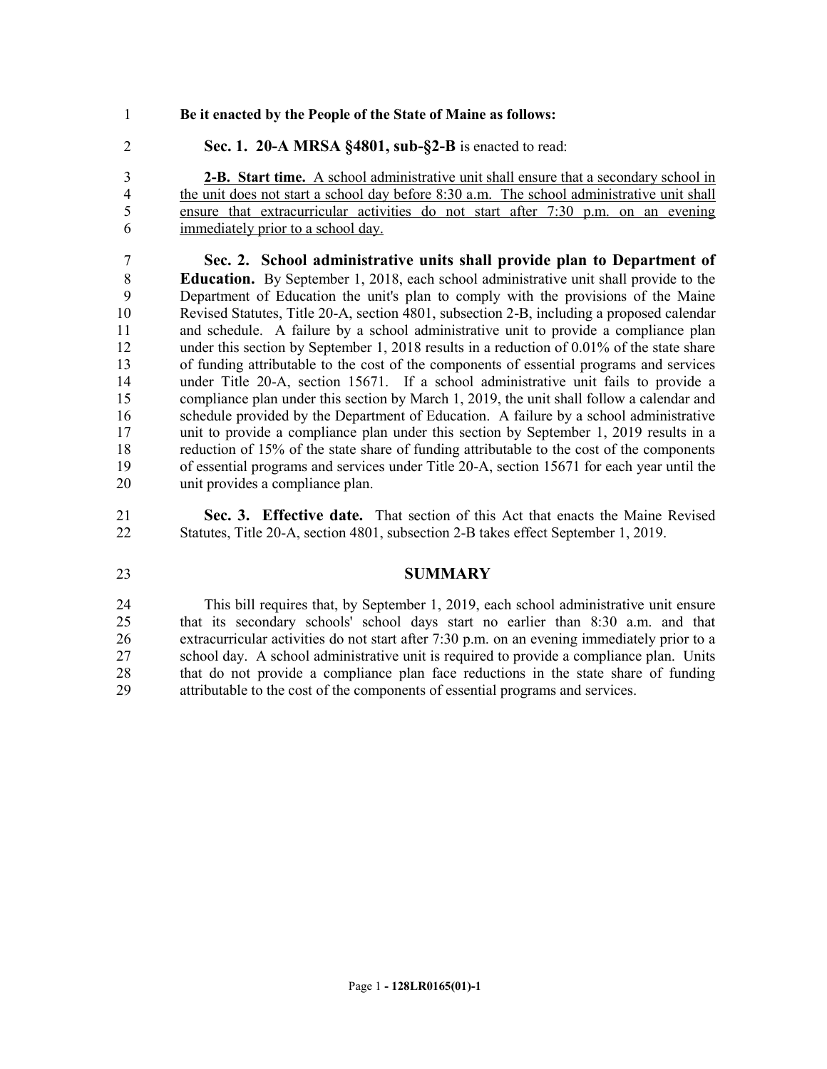**Be it enacted by the People of the State of Maine as follows:**

**Sec. 1. 20-A MRSA §4801, sub-§2-B** is enacted to read:

<u>**2-B. Start time.** A school administrative unit shall ensure that a secondary school in the unit does not start a school day before 8:30 a.m. The school administrative unit shall ensure that extracurricular activities do not start after 7:30 p.m. on an evening immediately prior to a school day.</u>

**Sec. 2. School administrative units shall provide plan to Department of Education.** By September 1, 2018, each school administrative unit shall provide to the Department of Education the unit's plan to comply with the provisions of the Maine Revised Statutes, Title 20-A, section 4801, subsection 2-B, including a proposed calendar and schedule. A failure by a school administrative unit to provide a compliance plan under this section by September 1, 2018 results in a reduction of 0.01% of the state share of funding attributable to the cost of the components of essential programs and services under Title 20-A, section 15671. If a school administrative unit fails to provide a compliance plan under this section by March 1, 2019, the unit shall follow a calendar and schedule provided by the Department of Education. A failure by a school administrative unit to provide a compliance plan under this section by September 1, 2019 results in a reduction of 15% of the state share of funding attributable to the cost of the components of essential programs and services under Title 20-A, section 15671 for each year until the unit provides a compliance plan.

**Sec. 3. Effective date.** That section of this Act that enacts the Maine Revised Statutes, Title 20-A, section 4801, subsection 2-B takes effect September 1, 2019.

## SUMMARY

This bill requires that, by September 1, 2019, each school administrative unit ensure that its secondary schools' school days start no earlier than 8:30 a.m. and that extracurricular activities do not start after 7:30 p.m. on an evening immediately prior to a school day. A school administrative unit is required to provide a compliance plan. Units that do not provide a compliance plan face reductions in the state share of funding attributable to the cost of the components of essential programs and services.